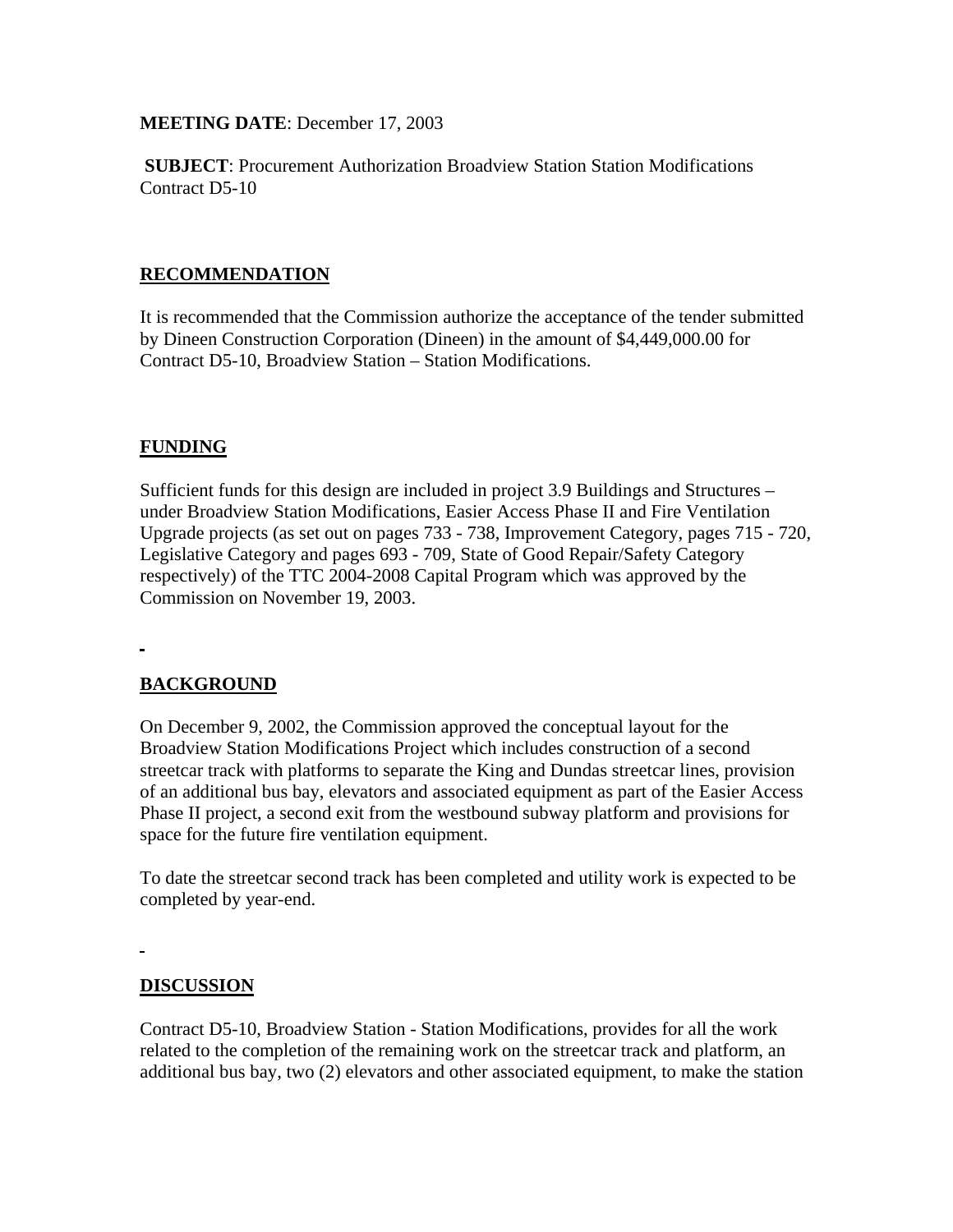**MEETING DATE**: December 17, 2003

**SUBJECT**: Procurement Authorization Broadview Station Station Modifications Contract D5-10

## RECOMMENDATION

It is recommended that the Commission authorize the acceptance of the tender submitted by Dineen Construction Corporation (Dineen) in the amount of $4,449,000.00 for Contract D5-10, Broadview Station – Station Modifications.

## FUNDING

Sufficient funds for this design are included in project 3.9 Buildings and Structures – under Broadview Station Modifications, Easier Access Phase II and Fire Ventilation Upgrade projects (as set out on pages 733 - 738, Improvement Category, pages 715 - 720, Legislative Category and pages 693 - 709, State of Good Repair/Safety Category respectively) of the TTC 2004-2008 Capital Program which was approved by the Commission on November 19, 2003.

## BACKGROUND

On December 9, 2002, the Commission approved the conceptual layout for the Broadview Station Modifications Project which includes construction of a second streetcar track with platforms to separate the King and Dundas streetcar lines, provision of an additional bus bay, elevators and associated equipment as part of the Easier Access Phase II project, a second exit from the westbound subway platform and provisions for space for the future fire ventilation equipment.

To date the streetcar second track has been completed and utility work is expected to be completed by year-end.

## DISCUSSION

Contract D5-10, Broadview Station - Station Modifications, provides for all the work related to the completion of the remaining work on the streetcar track and platform, an additional bus bay, two (2) elevators and other associated equipment, to make the station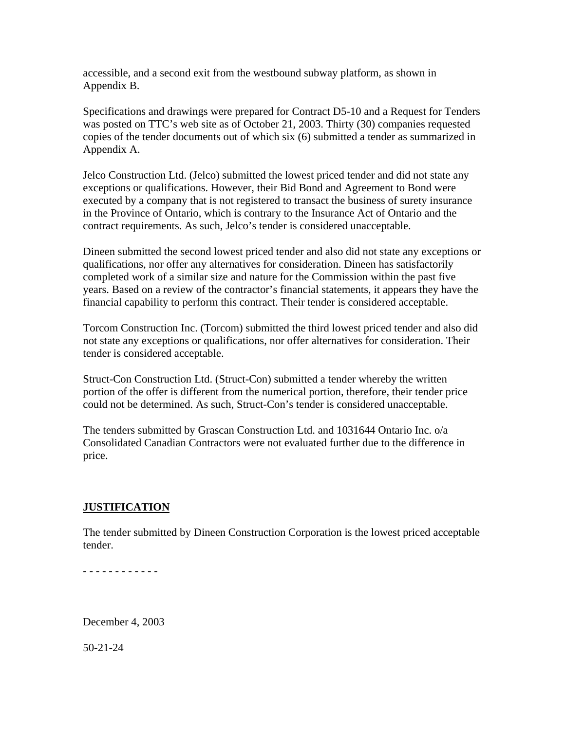accessible, and a second exit from the westbound subway platform, as shown in Appendix B.

Specifications and drawings were prepared for Contract D5-10 and a Request for Tenders was posted on TTC's web site as of October 21, 2003. Thirty (30) companies requested copies of the tender documents out of which six (6) submitted a tender as summarized in Appendix A.

Jelco Construction Ltd. (Jelco) submitted the lowest priced tender and did not state any exceptions or qualifications. However, their Bid Bond and Agreement to Bond were executed by a company that is not registered to transact the business of surety insurance in the Province of Ontario, which is contrary to the Insurance Act of Ontario and the contract requirements. As such, Jelco's tender is considered unacceptable.

Dineen submitted the second lowest priced tender and also did not state any exceptions or qualifications, nor offer any alternatives for consideration. Dineen has satisfactorily completed work of a similar size and nature for the Commission within the past five years. Based on a review of the contractor's financial statements, it appears they have the financial capability to perform this contract. Their tender is considered acceptable.

Torcom Construction Inc. (Torcom) submitted the third lowest priced tender and also did not state any exceptions or qualifications, nor offer alternatives for consideration. Their tender is considered acceptable.

Struct-Con Construction Ltd. (Struct-Con) submitted a tender whereby the written portion of the offer is different from the numerical portion, therefore, their tender price could not be determined. As such, Struct-Con's tender is considered unacceptable.

The tenders submitted by Grascan Construction Ltd. and 1031644 Ontario Inc. o/a Consolidated Canadian Contractors were not evaluated further due to the difference in price.

## JUSTIFICATION

The tender submitted by Dineen Construction Corporation is the lowest priced acceptable tender.

\- - - - - - - - - - - -

December 4, 2003

50-21-24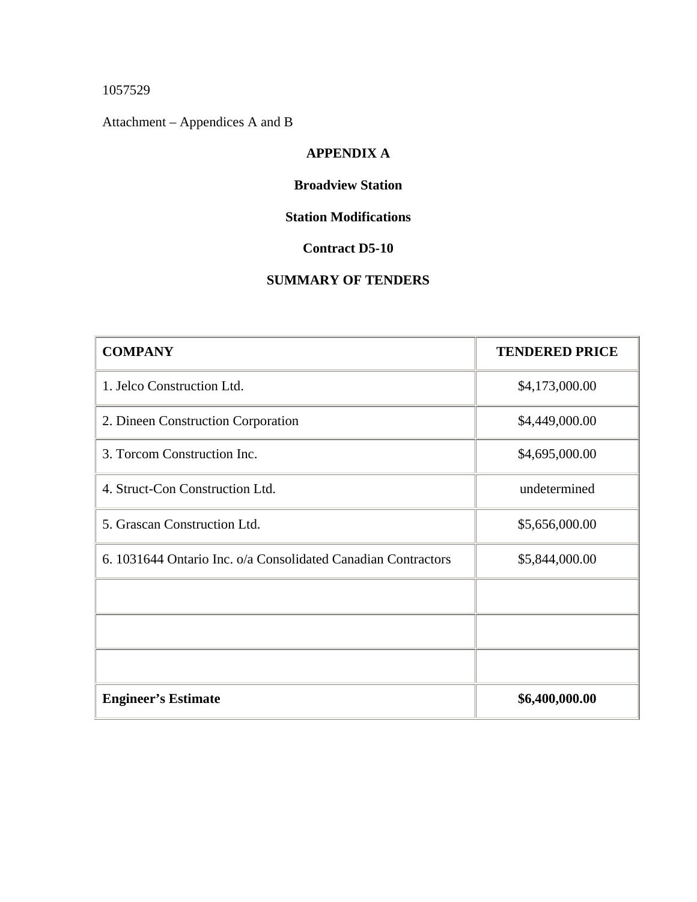1057529

Attachment – Appendices A and B

**APPENDIX A**

**Broadview Station**

**Station Modifications**

**Contract D5-10**

**SUMMARY OF TENDERS**

| **COMPANY** | **TENDERED PRICE** |
|---|---|
| 1. Jelco Construction Ltd. | $4,173,000.00 |
| 2. Dineen Construction Corporation | $4,449,000.00 |
| 3. Torcom Construction Inc. | $4,695,000.00 |
| 4. Struct-Con Construction Ltd. | undetermined |
| 5. Grascan Construction Ltd. | $5,656,000.00 |
| 6. 1031644 Ontario Inc. o/a Consolidated Canadian Contractors | $5,844,000.00 |
| | |
| | |
| | |
| **Engineer's Estimate** | **$6,400,000.00** |